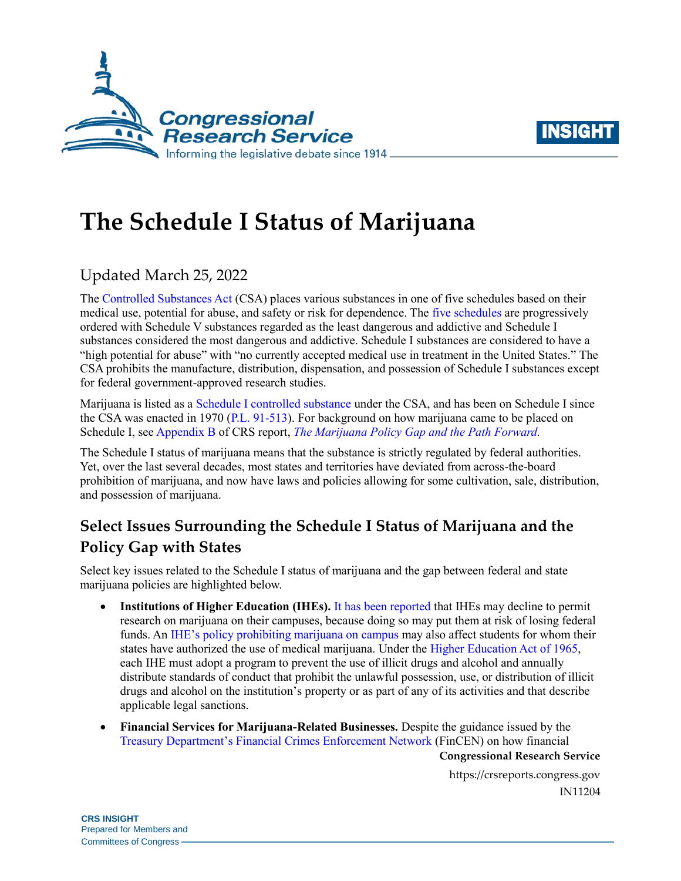# The Schedule I Status of Marijuana

Updated March 25, 2022

The Controlled Substances Act (CSA) places various substances in one of five schedules based on their medical use, potential for abuse, and safety or risk for dependence. The five schedules are progressively ordered with Schedule V substances regarded as the least dangerous and addictive and Schedule I substances considered the most dangerous and addictive. Schedule I substances are considered to have a "high potential for abuse" with "no currently accepted medical use in treatment in the United States." The CSA prohibits the manufacture, distribution, dispensation, and possession of Schedule I substances except for federal government-approved research studies.

Marijuana is listed as a Schedule I controlled substance under the CSA, and has been on Schedule I since the CSA was enacted in 1970 (P.L. 91-513). For background on how marijuana came to be placed on Schedule I, see Appendix B of CRS report, *The Marijuana Policy Gap and the Path Forward.*

The Schedule I status of marijuana means that the substance is strictly regulated by federal authorities. Yet, over the last several decades, most states and territories have deviated from across-the-board prohibition of marijuana, and now have laws and policies allowing for some cultivation, sale, distribution, and possession of marijuana.

## Select Issues Surrounding the Schedule I Status of Marijuana and the Policy Gap with States

Select key issues related to the Schedule I status of marijuana and the gap between federal and state marijuana policies are highlighted below.

- **Institutions of Higher Education (IHEs).** It has been reported that IHEs may decline to permit research on marijuana on their campuses, because doing so may put them at risk of losing federal funds. An IHE's policy prohibiting marijuana on campus may also affect students for whom their states have authorized the use of medical marijuana. Under the Higher Education Act of 1965, each IHE must adopt a program to prevent the use of illicit drugs and alcohol and annually distribute standards of conduct that prohibit the unlawful possession, use, or distribution of illicit drugs and alcohol on the institution's property or as part of any of its activities and that describe applicable legal sanctions.
- **Financial Services for Marijuana-Related Businesses.** Despite the guidance issued by the Treasury Department's Financial Crimes Enforcement Network (FinCEN) on how financial

**Congressional Research Service**

https://crsreports.congress.gov

IN11204

**CRS INSIGHT**
Prepared for Members and Committees of Congress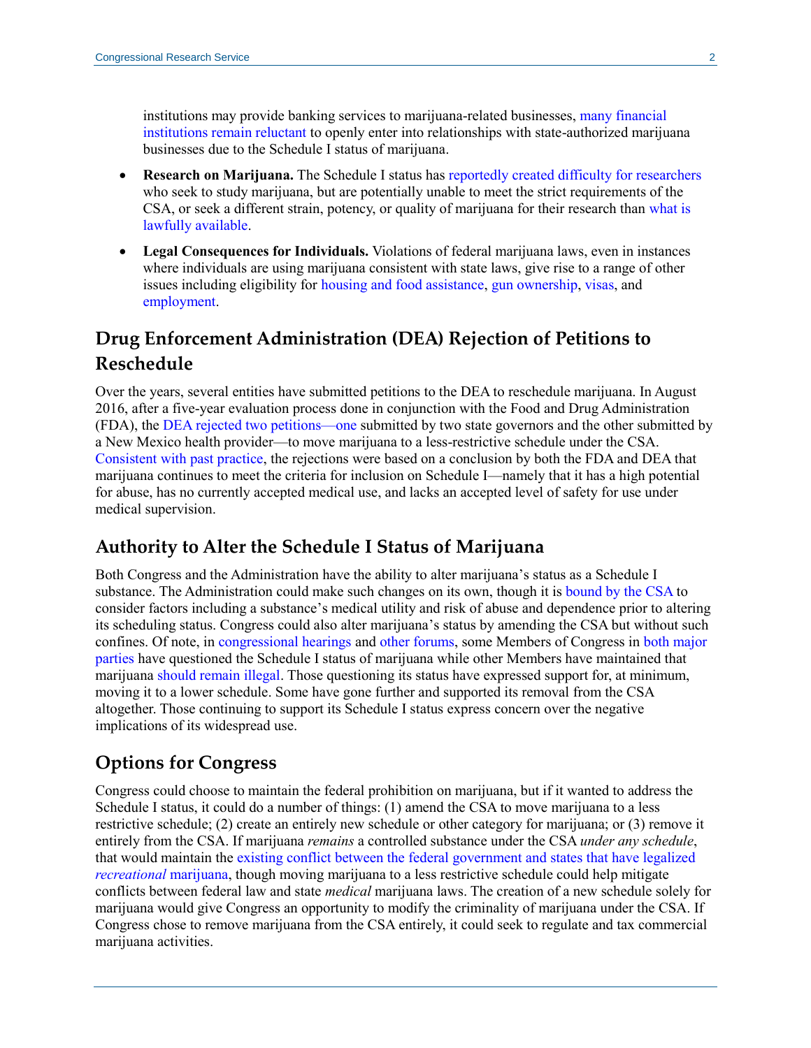institutions may provide banking services to marijuana-related businesses, many financial institutions remain reluctant to openly enter into relationships with state-authorized marijuana businesses due to the Schedule I status of marijuana.

- **Research on Marijuana.** The Schedule I status has reportedly created difficulty for researchers who seek to study marijuana, but are potentially unable to meet the strict requirements of the CSA, or seek a different strain, potency, or quality of marijuana for their research than what is lawfully available.
- **Legal Consequences for Individuals.** Violations of federal marijuana laws, even in instances where individuals are using marijuana consistent with state laws, give rise to a range of other issues including eligibility for housing and food assistance, gun ownership, visas, and employment.

## Drug Enforcement Administration (DEA) Rejection of Petitions to Reschedule

Over the years, several entities have submitted petitions to the DEA to reschedule marijuana. In August 2016, after a five-year evaluation process done in conjunction with the Food and Drug Administration (FDA), the DEA rejected two petitions—one submitted by two state governors and the other submitted by a New Mexico health provider—to move marijuana to a less-restrictive schedule under the CSA. Consistent with past practice, the rejections were based on a conclusion by both the FDA and DEA that marijuana continues to meet the criteria for inclusion on Schedule I—namely that it has a high potential for abuse, has no currently accepted medical use, and lacks an accepted level of safety for use under medical supervision.

## Authority to Alter the Schedule I Status of Marijuana

Both Congress and the Administration have the ability to alter marijuana's status as a Schedule I substance. The Administration could make such changes on its own, though it is bound by the CSA to consider factors including a substance's medical utility and risk of abuse and dependence prior to altering its scheduling status. Congress could also alter marijuana's status by amending the CSA but without such confines. Of note, in congressional hearings and other forums, some Members of Congress in both major parties have questioned the Schedule I status of marijuana while other Members have maintained that marijuana should remain illegal. Those questioning its status have expressed support for, at minimum, moving it to a lower schedule. Some have gone further and supported its removal from the CSA altogether. Those continuing to support its Schedule I status express concern over the negative implications of its widespread use.

## Options for Congress

Congress could choose to maintain the federal prohibition on marijuana, but if it wanted to address the Schedule I status, it could do a number of things: (1) amend the CSA to move marijuana to a less restrictive schedule; (2) create an entirely new schedule or other category for marijuana; or (3) remove it entirely from the CSA. If marijuana *remains* a controlled substance under the CSA *under any schedule*, that would maintain the existing conflict between the federal government and states that have legalized *recreational* marijuana, though moving marijuana to a less restrictive schedule could help mitigate conflicts between federal law and state *medical* marijuana laws. The creation of a new schedule solely for marijuana would give Congress an opportunity to modify the criminality of marijuana under the CSA. If Congress chose to remove marijuana from the CSA entirely, it could seek to regulate and tax commercial marijuana activities.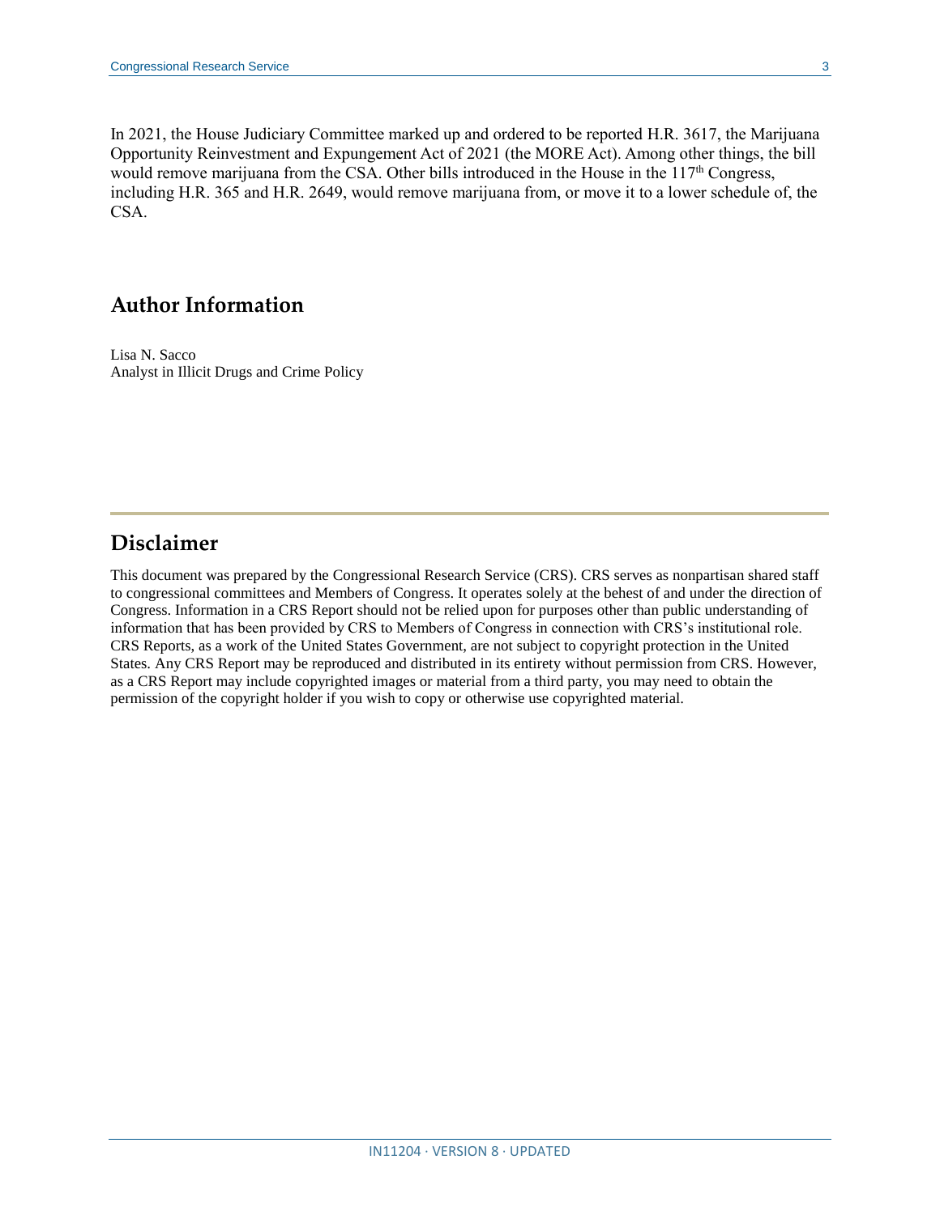In 2021, the House Judiciary Committee marked up and ordered to be reported H.R. 3617, the Marijuana Opportunity Reinvestment and Expungement Act of 2021 (the MORE Act). Among other things, the bill would remove marijuana from the CSA. Other bills introduced in the House in the 117th Congress, including H.R. 365 and H.R. 2649, would remove marijuana from, or move it to a lower schedule of, the CSA.

## Author Information

Lisa N. Sacco
Analyst in Illicit Drugs and Crime Policy

## Disclaimer

This document was prepared by the Congressional Research Service (CRS). CRS serves as nonpartisan shared staff to congressional committees and Members of Congress. It operates solely at the behest of and under the direction of Congress. Information in a CRS Report should not be relied upon for purposes other than public understanding of information that has been provided by CRS to Members of Congress in connection with CRS's institutional role. CRS Reports, as a work of the United States Government, are not subject to copyright protection in the United States. Any CRS Report may be reproduced and distributed in its entirety without permission from CRS. However, as a CRS Report may include copyrighted images or material from a third party, you may need to obtain the permission of the copyright holder if you wish to copy or otherwise use copyrighted material.